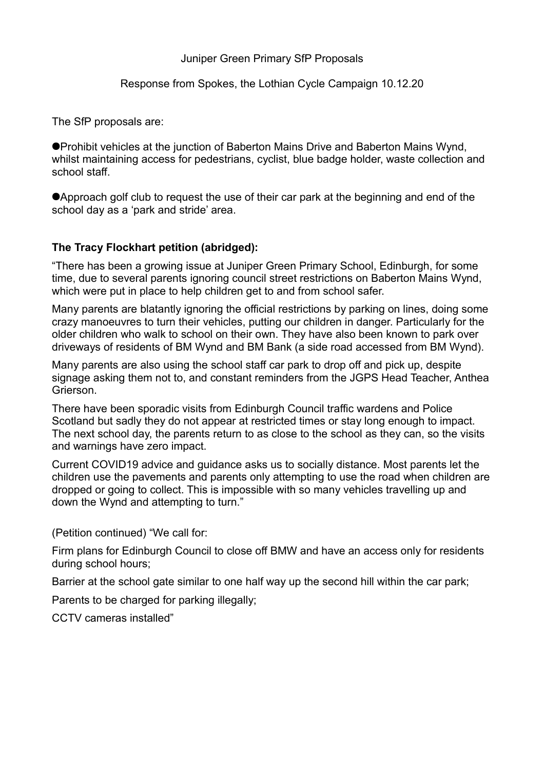Juniper Green Primary SfP Proposals

Response from Spokes, the Lothian Cycle Campaign 10.12.20

The SfP proposals are:

- Prohibit vehicles at the junction of Baberton Mains Drive and Baberton Mains Wynd, whilst maintaining access for pedestrians, cyclist, blue badge holder, waste collection and school staff.
- Approach golf club to request the use of their car park at the beginning and end of the school day as a 'park and stride' area.

**The Tracy Flockhart petition (abridged):**

"There has been a growing issue at Juniper Green Primary School, Edinburgh, for some time, due to several parents ignoring council street restrictions on Baberton Mains Wynd, which were put in place to help children get to and from school safer.

Many parents are blatantly ignoring the official restrictions by parking on lines, doing some crazy manoeuvres to turn their vehicles, putting our children in danger. Particularly for the older children who walk to school on their own. They have also been known to park over driveways of residents of BM Wynd and BM Bank (a side road accessed from BM Wynd).

Many parents are also using the school staff car park to drop off and pick up, despite signage asking them not to, and constant reminders from the JGPS Head Teacher, Anthea Grierson.

There have been sporadic visits from Edinburgh Council traffic wardens and Police Scotland but sadly they do not appear at restricted times or stay long enough to impact. The next school day, the parents return to as close to the school as they can, so the visits and warnings have zero impact.

Current COVID19 advice and guidance asks us to socially distance. Most parents let the children use the pavements and parents only attempting to use the road when children are dropped or going to collect. This is impossible with so many vehicles travelling up and down the Wynd and attempting to turn."

(Petition continued) "We call for:

Firm plans for Edinburgh Council to close off BMW and have an access only for residents during school hours;

Barrier at the school gate similar to one half way up the second hill within the car park;

Parents to be charged for parking illegally;

CCTV cameras installed"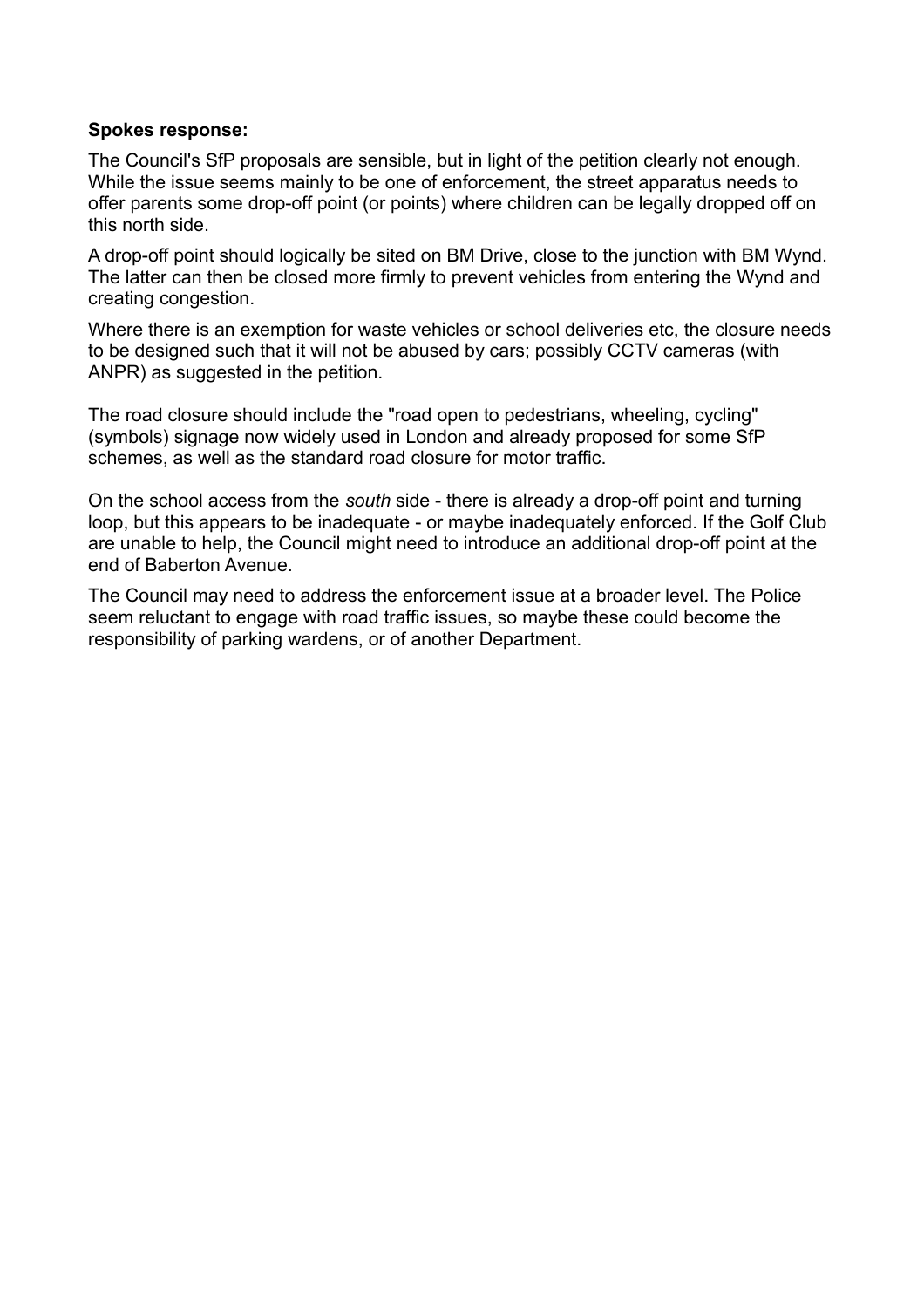**Spokes response:**

The Council's SfP proposals are sensible, but in light of the petition clearly not enough. While the issue seems mainly to be one of enforcement, the street apparatus needs to offer parents some drop-off point (or points) where children can be legally dropped off on this north side.

A drop-off point should logically be sited on BM Drive, close to the junction with BM Wynd. The latter can then be closed more firmly to prevent vehicles from entering the Wynd and creating congestion.

Where there is an exemption for waste vehicles or school deliveries etc, the closure needs to be designed such that it will not be abused by cars; possibly CCTV cameras (with ANPR) as suggested in the petition.

The road closure should include the "road open to pedestrians, wheeling, cycling" (symbols) signage now widely used in London and already proposed for some SfP schemes, as well as the standard road closure for motor traffic.

On the school access from the *south* side - there is already a drop-off point and turning loop, but this appears to be inadequate - or maybe inadequately enforced. If the Golf Club are unable to help, the Council might need to introduce an additional drop-off point at the end of Baberton Avenue.

The Council may need to address the enforcement issue at a broader level. The Police seem reluctant to engage with road traffic issues, so maybe these could become the responsibility of parking wardens, or of another Department.